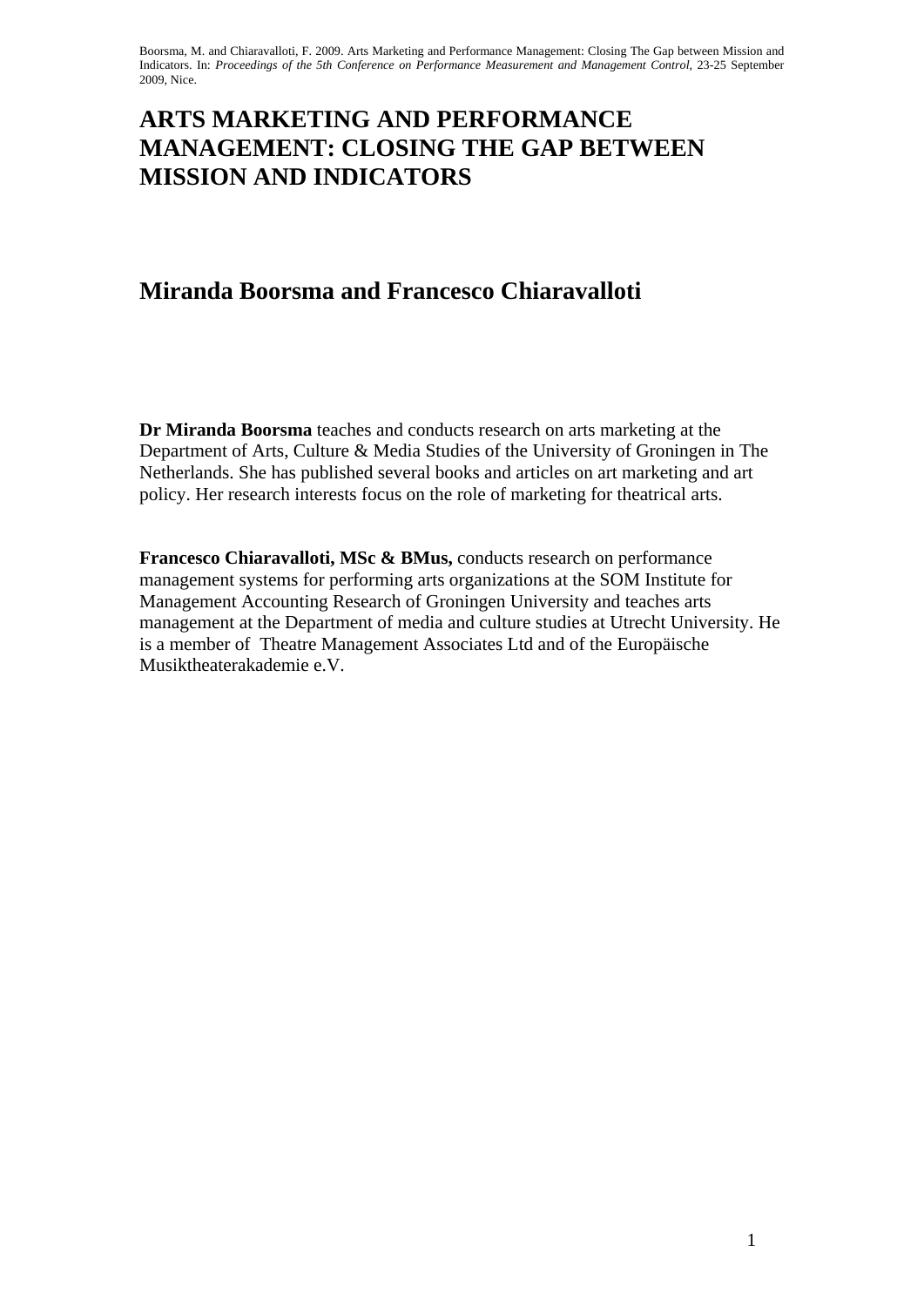Boorsma, M. and Chiaravalloti, F. 2009. Arts Marketing and Performance Management: Closing The Gap between Mission and Indicators. In: *Proceedings of the 5th Conference on Performance Measurement and Management Control*, 23-25 September 2009, Nice.

# ARTS MARKETING AND PERFORMANCE MANAGEMENT: CLOSING THE GAP BETWEEN MISSION AND INDICATORS

## Miranda Boorsma and Francesco Chiaravalloti

**Dr Miranda Boorsma** teaches and conducts research on arts marketing at the Department of Arts, Culture & Media Studies of the University of Groningen in The Netherlands. She has published several books and articles on art marketing and art policy. Her research interests focus on the role of marketing for theatrical arts.

**Francesco Chiaravalloti, MSc & BMus,** conducts research on performance management systems for performing arts organizations at the SOM Institute for Management Accounting Research of Groningen University and teaches arts management at the Department of media and culture studies at Utrecht University. He is a member of Theatre Management Associates Ltd and of the Europäische Musiktheaterakademie e.V.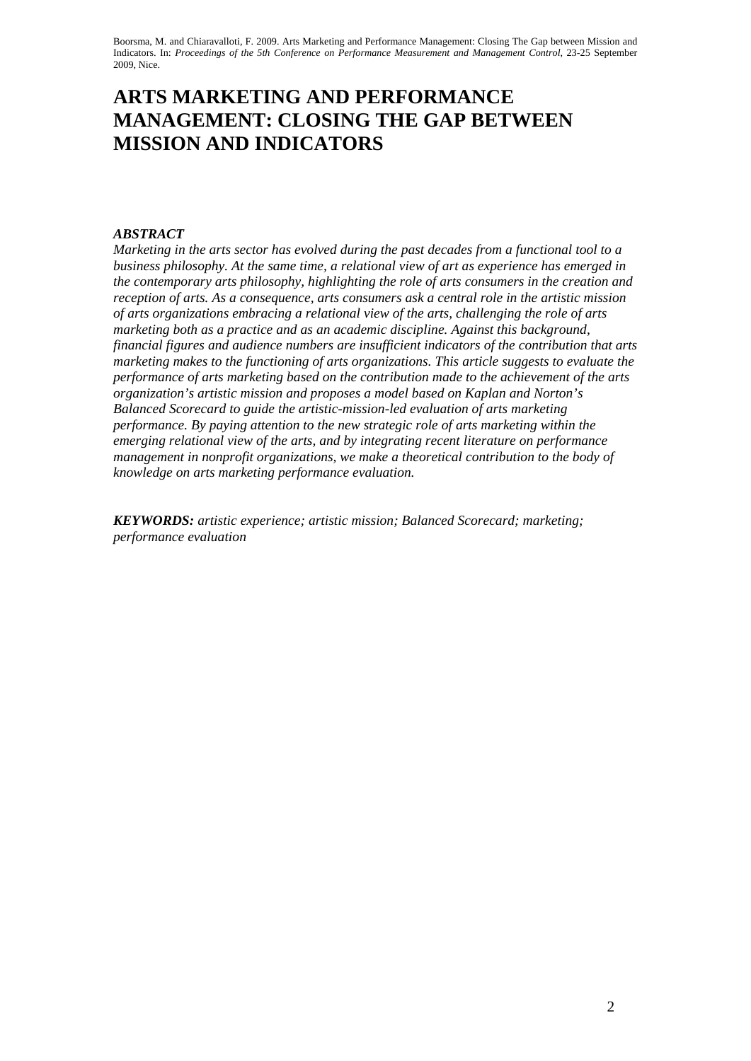# ARTS MARKETING AND PERFORMANCE MANAGEMENT: CLOSING THE GAP BETWEEN MISSION AND INDICATORS

***ABSTRACT***

*Marketing in the arts sector has evolved during the past decades from a functional tool to a business philosophy. At the same time, a relational view of art as experience has emerged in the contemporary arts philosophy, highlighting the role of arts consumers in the creation and reception of arts. As a consequence, arts consumers ask a central role in the artistic mission of arts organizations embracing a relational view of the arts, challenging the role of arts marketing both as a practice and as an academic discipline. Against this background, financial figures and audience numbers are insufficient indicators of the contribution that arts marketing makes to the functioning of arts organizations. This article suggests to evaluate the performance of arts marketing based on the contribution made to the achievement of the arts organization's artistic mission and proposes a model based on Kaplan and Norton's Balanced Scorecard to guide the artistic-mission-led evaluation of arts marketing performance. By paying attention to the new strategic role of arts marketing within the emerging relational view of the arts, and by integrating recent literature on performance management in nonprofit organizations, we make a theoretical contribution to the body of knowledge on arts marketing performance evaluation.*

***KEYWORDS:*** *artistic experience; artistic mission; Balanced Scorecard; marketing; performance evaluation*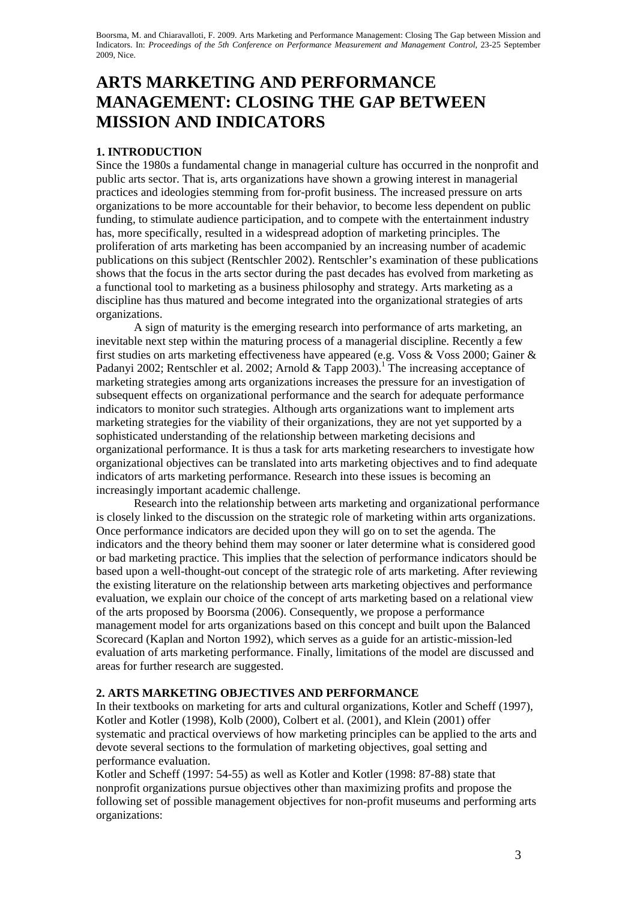# ARTS MARKETING AND PERFORMANCE MANAGEMENT: CLOSING THE GAP BETWEEN MISSION AND INDICATORS

## 1. INTRODUCTION

Since the 1980s a fundamental change in managerial culture has occurred in the nonprofit and public arts sector. That is, arts organizations have shown a growing interest in managerial practices and ideologies stemming from for-profit business. The increased pressure on arts organizations to be more accountable for their behavior, to become less dependent on public funding, to stimulate audience participation, and to compete with the entertainment industry has, more specifically, resulted in a widespread adoption of marketing principles. The proliferation of arts marketing has been accompanied by an increasing number of academic publications on this subject (Rentschler 2002). Rentschler's examination of these publications shows that the focus in the arts sector during the past decades has evolved from marketing as a functional tool to marketing as a business philosophy and strategy. Arts marketing as a discipline has thus matured and become integrated into the organizational strategies of arts organizations.

A sign of maturity is the emerging research into performance of arts marketing, an inevitable next step within the maturing process of a managerial discipline. Recently a few first studies on arts marketing effectiveness have appeared (e.g. Voss & Voss 2000; Gainer & Padanyi 2002; Rentschler et al. 2002; Arnold & Tapp 2003).[1] The increasing acceptance of marketing strategies among arts organizations increases the pressure for an investigation of subsequent effects on organizational performance and the search for adequate performance indicators to monitor such strategies. Although arts organizations want to implement arts marketing strategies for the viability of their organizations, they are not yet supported by a sophisticated understanding of the relationship between marketing decisions and organizational performance. It is thus a task for arts marketing researchers to investigate how organizational objectives can be translated into arts marketing objectives and to find adequate indicators of arts marketing performance. Research into these issues is becoming an increasingly important academic challenge.

Research into the relationship between arts marketing and organizational performance is closely linked to the discussion on the strategic role of marketing within arts organizations. Once performance indicators are decided upon they will go on to set the agenda. The indicators and the theory behind them may sooner or later determine what is considered good or bad marketing practice. This implies that the selection of performance indicators should be based upon a well-thought-out concept of the strategic role of arts marketing. After reviewing the existing literature on the relationship between arts marketing objectives and performance evaluation, we explain our choice of the concept of arts marketing based on a relational view of the arts proposed by Boorsma (2006). Consequently, we propose a performance management model for arts organizations based on this concept and built upon the Balanced Scorecard (Kaplan and Norton 1992), which serves as a guide for an artistic-mission-led evaluation of arts marketing performance. Finally, limitations of the model are discussed and areas for further research are suggested.

## 2. ARTS MARKETING OBJECTIVES AND PERFORMANCE

In their textbooks on marketing for arts and cultural organizations, Kotler and Scheff (1997), Kotler and Kotler (1998), Kolb (2000), Colbert et al. (2001), and Klein (2001) offer systematic and practical overviews of how marketing principles can be applied to the arts and devote several sections to the formulation of marketing objectives, goal setting and performance evaluation.

Kotler and Scheff (1997: 54-55) as well as Kotler and Kotler (1998: 87-88) state that nonprofit organizations pursue objectives other than maximizing profits and propose the following set of possible management objectives for non-profit museums and performing arts organizations: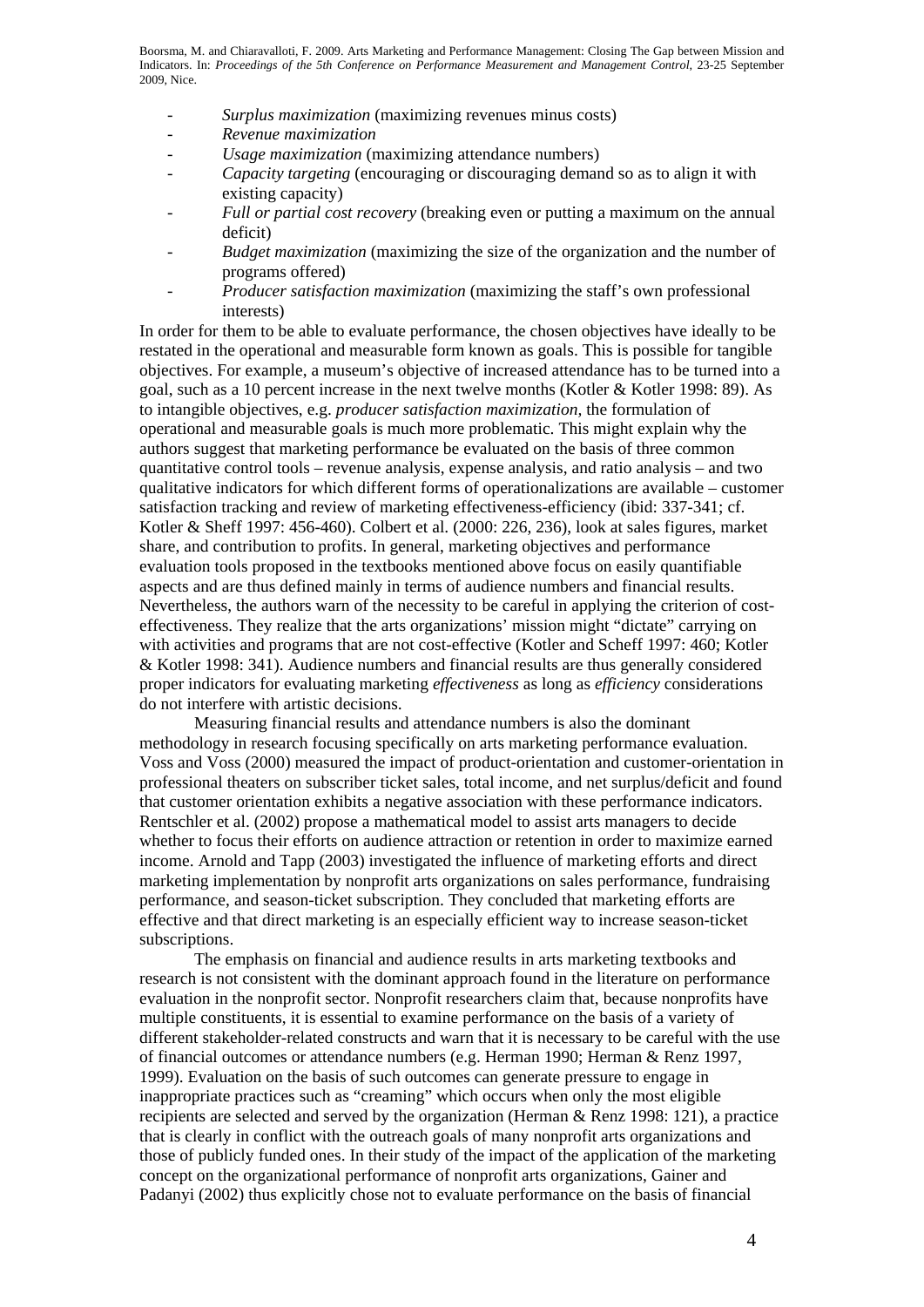- *Surplus maximization* (maximizing revenues minus costs)
- *Revenue maximization*
- *Usage maximization* (maximizing attendance numbers)
- *Capacity targeting* (encouraging or discouraging demand so as to align it with existing capacity)
- *Full or partial cost recovery* (breaking even or putting a maximum on the annual deficit)
- *Budget maximization* (maximizing the size of the organization and the number of programs offered)
- *Producer satisfaction maximization* (maximizing the staff's own professional interests)

In order for them to be able to evaluate performance, the chosen objectives have ideally to be restated in the operational and measurable form known as goals. This is possible for tangible objectives. For example, a museum's objective of increased attendance has to be turned into a goal, such as a 10 percent increase in the next twelve months (Kotler & Kotler 1998: 89). As to intangible objectives, e.g. *producer satisfaction maximization*, the formulation of operational and measurable goals is much more problematic. This might explain why the authors suggest that marketing performance be evaluated on the basis of three common quantitative control tools – revenue analysis, expense analysis, and ratio analysis – and two qualitative indicators for which different forms of operationalizations are available – customer satisfaction tracking and review of marketing effectiveness-efficiency (ibid: 337-341; cf. Kotler & Sheff 1997: 456-460). Colbert et al. (2000: 226, 236), look at sales figures, market share, and contribution to profits. In general, marketing objectives and performance evaluation tools proposed in the textbooks mentioned above focus on easily quantifiable aspects and are thus defined mainly in terms of audience numbers and financial results. Nevertheless, the authors warn of the necessity to be careful in applying the criterion of cost-effectiveness. They realize that the arts organizations' mission might "dictate" carrying on with activities and programs that are not cost-effective (Kotler and Scheff 1997: 460; Kotler & Kotler 1998: 341). Audience numbers and financial results are thus generally considered proper indicators for evaluating marketing *effectiveness* as long as *efficiency* considerations do not interfere with artistic decisions.

Measuring financial results and attendance numbers is also the dominant methodology in research focusing specifically on arts marketing performance evaluation. Voss and Voss (2000) measured the impact of product-orientation and customer-orientation in professional theaters on subscriber ticket sales, total income, and net surplus/deficit and found that customer orientation exhibits a negative association with these performance indicators. Rentschler et al. (2002) propose a mathematical model to assist arts managers to decide whether to focus their efforts on audience attraction or retention in order to maximize earned income. Arnold and Tapp (2003) investigated the influence of marketing efforts and direct marketing implementation by nonprofit arts organizations on sales performance, fundraising performance, and season-ticket subscription. They concluded that marketing efforts are effective and that direct marketing is an especially efficient way to increase season-ticket subscriptions.

The emphasis on financial and audience results in arts marketing textbooks and research is not consistent with the dominant approach found in the literature on performance evaluation in the nonprofit sector. Nonprofit researchers claim that, because nonprofits have multiple constituents, it is essential to examine performance on the basis of a variety of different stakeholder-related constructs and warn that it is necessary to be careful with the use of financial outcomes or attendance numbers (e.g. Herman 1990; Herman & Renz 1997, 1999). Evaluation on the basis of such outcomes can generate pressure to engage in inappropriate practices such as "creaming" which occurs when only the most eligible recipients are selected and served by the organization (Herman & Renz 1998: 121), a practice that is clearly in conflict with the outreach goals of many nonprofit arts organizations and those of publicly funded ones. In their study of the impact of the application of the marketing concept on the organizational performance of nonprofit arts organizations, Gainer and Padanyi (2002) thus explicitly chose not to evaluate performance on the basis of financial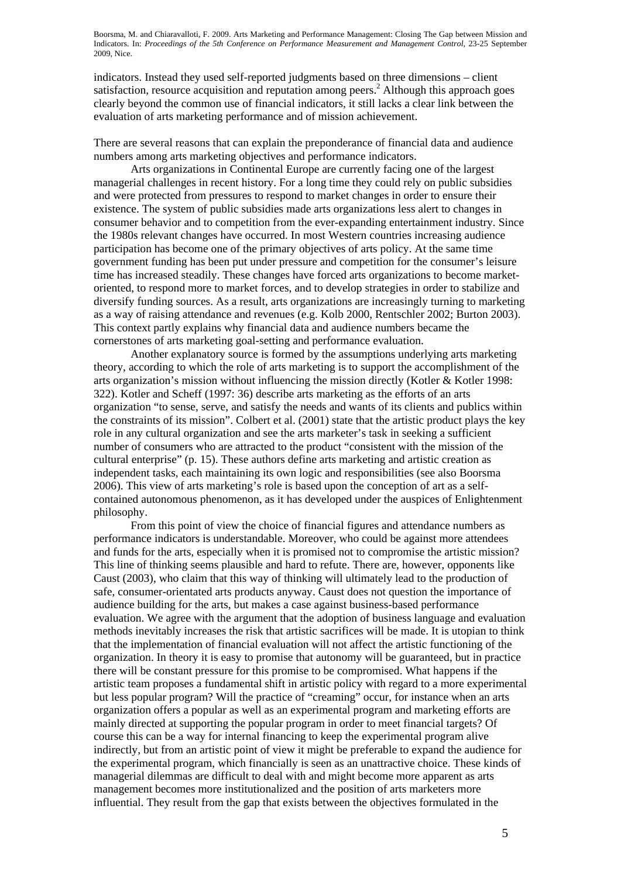indicators. Instead they used self-reported judgments based on three dimensions – client satisfaction, resource acquisition and reputation among peers.[2] Although this approach goes clearly beyond the common use of financial indicators, it still lacks a clear link between the evaluation of arts marketing performance and of mission achievement.

There are several reasons that can explain the preponderance of financial data and audience numbers among arts marketing objectives and performance indicators.

Arts organizations in Continental Europe are currently facing one of the largest managerial challenges in recent history. For a long time they could rely on public subsidies and were protected from pressures to respond to market changes in order to ensure their existence. The system of public subsidies made arts organizations less alert to changes in consumer behavior and to competition from the ever-expanding entertainment industry. Since the 1980s relevant changes have occurred. In most Western countries increasing audience participation has become one of the primary objectives of arts policy. At the same time government funding has been put under pressure and competition for the consumer's leisure time has increased steadily. These changes have forced arts organizations to become market-oriented, to respond more to market forces, and to develop strategies in order to stabilize and diversify funding sources. As a result, arts organizations are increasingly turning to marketing as a way of raising attendance and revenues (e.g. Kolb 2000, Rentschler 2002; Burton 2003). This context partly explains why financial data and audience numbers became the cornerstones of arts marketing goal-setting and performance evaluation.

Another explanatory source is formed by the assumptions underlying arts marketing theory, according to which the role of arts marketing is to support the accomplishment of the arts organization's mission without influencing the mission directly (Kotler & Kotler 1998: 322). Kotler and Scheff (1997: 36) describe arts marketing as the efforts of an arts organization "to sense, serve, and satisfy the needs and wants of its clients and publics within the constraints of its mission". Colbert et al. (2001) state that the artistic product plays the key role in any cultural organization and see the arts marketer's task in seeking a sufficient number of consumers who are attracted to the product "consistent with the mission of the cultural enterprise" (p. 15). These authors define arts marketing and artistic creation as independent tasks, each maintaining its own logic and responsibilities (see also Boorsma 2006). This view of arts marketing's role is based upon the conception of art as a self-contained autonomous phenomenon, as it has developed under the auspices of Enlightenment philosophy.

From this point of view the choice of financial figures and attendance numbers as performance indicators is understandable. Moreover, who could be against more attendees and funds for the arts, especially when it is promised not to compromise the artistic mission? This line of thinking seems plausible and hard to refute. There are, however, opponents like Caust (2003), who claim that this way of thinking will ultimately lead to the production of safe, consumer-orientated arts products anyway. Caust does not question the importance of audience building for the arts, but makes a case against business-based performance evaluation. We agree with the argument that the adoption of business language and evaluation methods inevitably increases the risk that artistic sacrifices will be made. It is utopian to think that the implementation of financial evaluation will not affect the artistic functioning of the organization. In theory it is easy to promise that autonomy will be guaranteed, but in practice there will be constant pressure for this promise to be compromised. What happens if the artistic team proposes a fundamental shift in artistic policy with regard to a more experimental but less popular program? Will the practice of "creaming" occur, for instance when an arts organization offers a popular as well as an experimental program and marketing efforts are mainly directed at supporting the popular program in order to meet financial targets? Of course this can be a way for internal financing to keep the experimental program alive indirectly, but from an artistic point of view it might be preferable to expand the audience for the experimental program, which financially is seen as an unattractive choice. These kinds of managerial dilemmas are difficult to deal with and might become more apparent as arts management becomes more institutionalized and the position of arts marketers more influential. They result from the gap that exists between the objectives formulated in the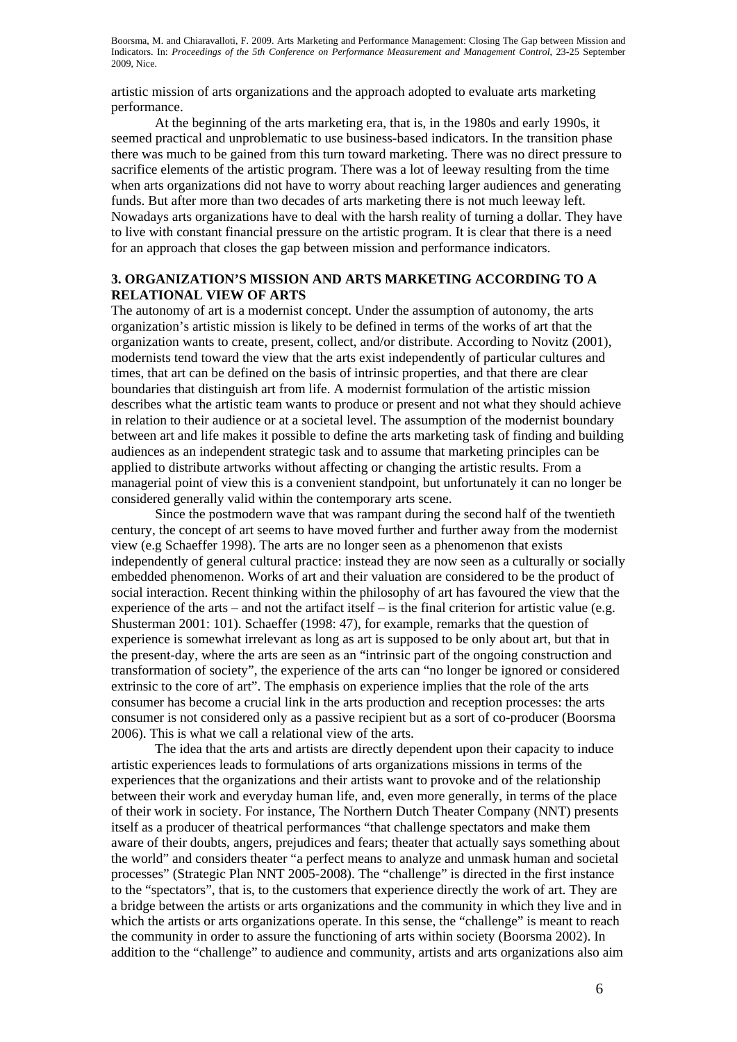artistic mission of arts organizations and the approach adopted to evaluate arts marketing performance.

At the beginning of the arts marketing era, that is, in the 1980s and early 1990s, it seemed practical and unproblematic to use business-based indicators. In the transition phase there was much to be gained from this turn toward marketing. There was no direct pressure to sacrifice elements of the artistic program. There was a lot of leeway resulting from the time when arts organizations did not have to worry about reaching larger audiences and generating funds. But after more than two decades of arts marketing there is not much leeway left. Nowadays arts organizations have to deal with the harsh reality of turning a dollar. They have to live with constant financial pressure on the artistic program. It is clear that there is a need for an approach that closes the gap between mission and performance indicators.

## 3. ORGANIZATION'S MISSION AND ARTS MARKETING ACCORDING TO A RELATIONAL VIEW OF ARTS

The autonomy of art is a modernist concept. Under the assumption of autonomy, the arts organization's artistic mission is likely to be defined in terms of the works of art that the organization wants to create, present, collect, and/or distribute. According to Novitz (2001), modernists tend toward the view that the arts exist independently of particular cultures and times, that art can be defined on the basis of intrinsic properties, and that there are clear boundaries that distinguish art from life. A modernist formulation of the artistic mission describes what the artistic team wants to produce or present and not what they should achieve in relation to their audience or at a societal level. The assumption of the modernist boundary between art and life makes it possible to define the arts marketing task of finding and building audiences as an independent strategic task and to assume that marketing principles can be applied to distribute artworks without affecting or changing the artistic results. From a managerial point of view this is a convenient standpoint, but unfortunately it can no longer be considered generally valid within the contemporary arts scene.

Since the postmodern wave that was rampant during the second half of the twentieth century, the concept of art seems to have moved further and further away from the modernist view (e.g Schaeffer 1998). The arts are no longer seen as a phenomenon that exists independently of general cultural practice: instead they are now seen as a culturally or socially embedded phenomenon. Works of art and their valuation are considered to be the product of social interaction. Recent thinking within the philosophy of art has favoured the view that the experience of the arts – and not the artifact itself – is the final criterion for artistic value (e.g. Shusterman 2001: 101). Schaeffer (1998: 47), for example, remarks that the question of experience is somewhat irrelevant as long as art is supposed to be only about art, but that in the present-day, where the arts are seen as an "intrinsic part of the ongoing construction and transformation of society", the experience of the arts can "no longer be ignored or considered extrinsic to the core of art". The emphasis on experience implies that the role of the arts consumer has become a crucial link in the arts production and reception processes: the arts consumer is not considered only as a passive recipient but as a sort of co-producer (Boorsma 2006). This is what we call a relational view of the arts.

The idea that the arts and artists are directly dependent upon their capacity to induce artistic experiences leads to formulations of arts organizations missions in terms of the experiences that the organizations and their artists want to provoke and of the relationship between their work and everyday human life, and, even more generally, in terms of the place of their work in society. For instance, The Northern Dutch Theater Company (NNT) presents itself as a producer of theatrical performances "that challenge spectators and make them aware of their doubts, angers, prejudices and fears; theater that actually says something about the world" and considers theater "a perfect means to analyze and unmask human and societal processes" (Strategic Plan NNT 2005-2008). The "challenge" is directed in the first instance to the "spectators", that is, to the customers that experience directly the work of art. They are a bridge between the artists or arts organizations and the community in which they live and in which the artists or arts organizations operate. In this sense, the "challenge" is meant to reach the community in order to assure the functioning of arts within society (Boorsma 2002). In addition to the "challenge" to audience and community, artists and arts organizations also aim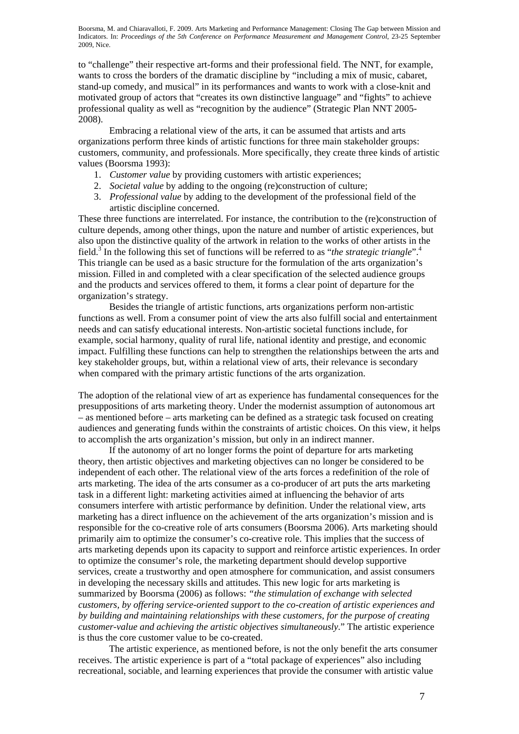to "challenge" their respective art-forms and their professional field. The NNT, for example, wants to cross the borders of the dramatic discipline by "including a mix of music, cabaret, stand-up comedy, and musical" in its performances and wants to work with a close-knit and motivated group of actors that "creates its own distinctive language" and "fights" to achieve professional quality as well as "recognition by the audience" (Strategic Plan NNT 2005-2008).

Embracing a relational view of the arts, it can be assumed that artists and arts organizations perform three kinds of artistic functions for three main stakeholder groups: customers, community, and professionals. More specifically, they create three kinds of artistic values (Boorsma 1993):

1. *Customer value* by providing customers with artistic experiences;
2. *Societal value* by adding to the ongoing (re)construction of culture;
3. *Professional value* by adding to the development of the professional field of the artistic discipline concerned.

These three functions are interrelated. For instance, the contribution to the (re)construction of culture depends, among other things, upon the nature and number of artistic experiences, but also upon the distinctive quality of the artwork in relation to the works of other artists in the field.[3] In the following this set of functions will be referred to as "*the strategic triangle*".[4] This triangle can be used as a basic structure for the formulation of the arts organization's mission. Filled in and completed with a clear specification of the selected audience groups and the products and services offered to them, it forms a clear point of departure for the organization's strategy.

Besides the triangle of artistic functions, arts organizations perform non-artistic functions as well. From a consumer point of view the arts also fulfill social and entertainment needs and can satisfy educational interests. Non-artistic societal functions include, for example, social harmony, quality of rural life, national identity and prestige, and economic impact. Fulfilling these functions can help to strengthen the relationships between the arts and key stakeholder groups, but, within a relational view of arts, their relevance is secondary when compared with the primary artistic functions of the arts organization.

The adoption of the relational view of art as experience has fundamental consequences for the presuppositions of arts marketing theory. Under the modernist assumption of autonomous art – as mentioned before – arts marketing can be defined as a strategic task focused on creating audiences and generating funds within the constraints of artistic choices. On this view, it helps to accomplish the arts organization's mission, but only in an indirect manner.

If the autonomy of art no longer forms the point of departure for arts marketing theory, then artistic objectives and marketing objectives can no longer be considered to be independent of each other. The relational view of the arts forces a redefinition of the role of arts marketing. The idea of the arts consumer as a co-producer of art puts the arts marketing task in a different light: marketing activities aimed at influencing the behavior of arts consumers interfere with artistic performance by definition. Under the relational view, arts marketing has a direct influence on the achievement of the arts organization's mission and is responsible for the co-creative role of arts consumers (Boorsma 2006). Arts marketing should primarily aim to optimize the consumer's co-creative role. This implies that the success of arts marketing depends upon its capacity to support and reinforce artistic experiences. In order to optimize the consumer's role, the marketing department should develop supportive services, create a trustworthy and open atmosphere for communication, and assist consumers in developing the necessary skills and attitudes. This new logic for arts marketing is summarized by Boorsma (2006) as follows: *"the stimulation of exchange with selected customers, by offering service-oriented support to the co-creation of artistic experiences and by building and maintaining relationships with these customers, for the purpose of creating customer-value and achieving the artistic objectives simultaneously*." The artistic experience is thus the core customer value to be co-created.

The artistic experience, as mentioned before, is not the only benefit the arts consumer receives. The artistic experience is part of a "total package of experiences" also including recreational, sociable, and learning experiences that provide the consumer with artistic value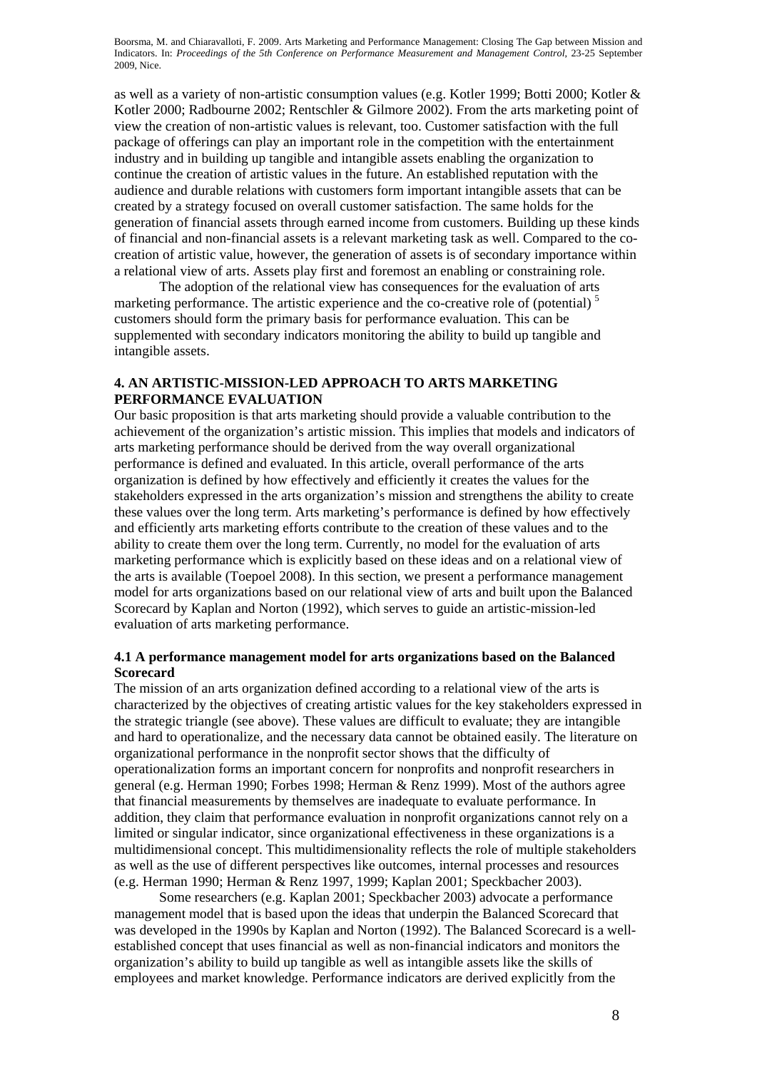as well as a variety of non-artistic consumption values (e.g. Kotler 1999; Botti 2000; Kotler & Kotler 2000; Radbourne 2002; Rentschler & Gilmore 2002). From the arts marketing point of view the creation of non-artistic values is relevant, too. Customer satisfaction with the full package of offerings can play an important role in the competition with the entertainment industry and in building up tangible and intangible assets enabling the organization to continue the creation of artistic values in the future. An established reputation with the audience and durable relations with customers form important intangible assets that can be created by a strategy focused on overall customer satisfaction. The same holds for the generation of financial assets through earned income from customers. Building up these kinds of financial and non-financial assets is a relevant marketing task as well. Compared to the co-creation of artistic value, however, the generation of assets is of secondary importance within a relational view of arts. Assets play first and foremost an enabling or constraining role.

The adoption of the relational view has consequences for the evaluation of arts marketing performance. The artistic experience and the co-creative role of (potential) [5] customers should form the primary basis for performance evaluation. This can be supplemented with secondary indicators monitoring the ability to build up tangible and intangible assets.

## 4. AN ARTISTIC-MISSION-LED APPROACH TO ARTS MARKETING PERFORMANCE EVALUATION

Our basic proposition is that arts marketing should provide a valuable contribution to the achievement of the organization's artistic mission. This implies that models and indicators of arts marketing performance should be derived from the way overall organizational performance is defined and evaluated. In this article, overall performance of the arts organization is defined by how effectively and efficiently it creates the values for the stakeholders expressed in the arts organization's mission and strengthens the ability to create these values over the long term. Arts marketing's performance is defined by how effectively and efficiently arts marketing efforts contribute to the creation of these values and to the ability to create them over the long term. Currently, no model for the evaluation of arts marketing performance which is explicitly based on these ideas and on a relational view of the arts is available (Toepoel 2008). In this section, we present a performance management model for arts organizations based on our relational view of arts and built upon the Balanced Scorecard by Kaplan and Norton (1992), which serves to guide an artistic-mission-led evaluation of arts marketing performance.

### 4.1 A performance management model for arts organizations based on the Balanced Scorecard

The mission of an arts organization defined according to a relational view of the arts is characterized by the objectives of creating artistic values for the key stakeholders expressed in the strategic triangle (see above). These values are difficult to evaluate; they are intangible and hard to operationalize, and the necessary data cannot be obtained easily. The literature on organizational performance in the nonprofit sector shows that the difficulty of operationalization forms an important concern for nonprofits and nonprofit researchers in general (e.g. Herman 1990; Forbes 1998; Herman & Renz 1999). Most of the authors agree that financial measurements by themselves are inadequate to evaluate performance. In addition, they claim that performance evaluation in nonprofit organizations cannot rely on a limited or singular indicator, since organizational effectiveness in these organizations is a multidimensional concept. This multidimensionality reflects the role of multiple stakeholders as well as the use of different perspectives like outcomes, internal processes and resources (e.g. Herman 1990; Herman & Renz 1997, 1999; Kaplan 2001; Speckbacher 2003).

Some researchers (e.g. Kaplan 2001; Speckbacher 2003) advocate a performance management model that is based upon the ideas that underpin the Balanced Scorecard that was developed in the 1990s by Kaplan and Norton (1992). The Balanced Scorecard is a well-established concept that uses financial as well as non-financial indicators and monitors the organization's ability to build up tangible as well as intangible assets like the skills of employees and market knowledge. Performance indicators are derived explicitly from the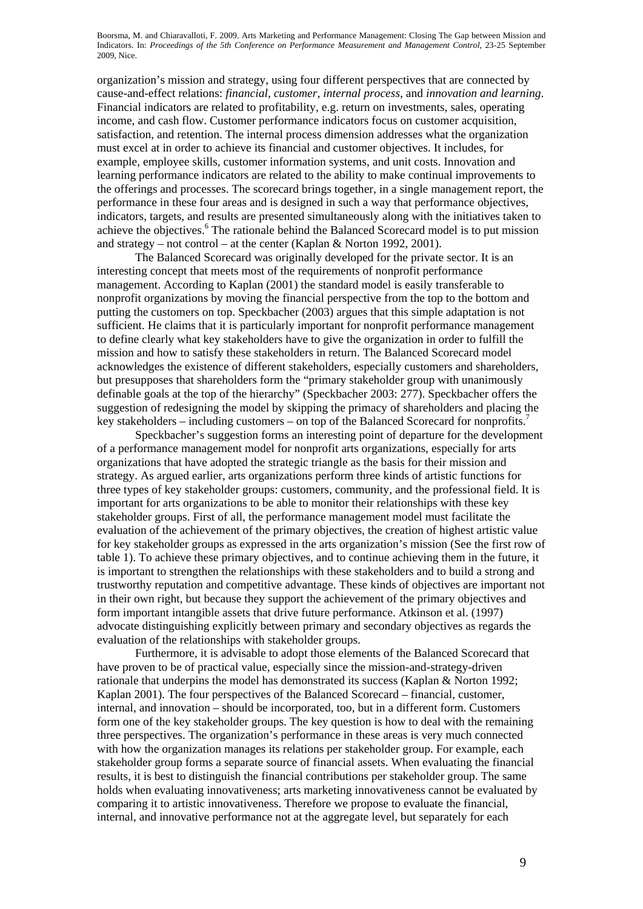organization's mission and strategy, using four different perspectives that are connected by cause-and-effect relations: *financial*, *customer*, *internal process*, and *innovation and learning*. Financial indicators are related to profitability, e.g. return on investments, sales, operating income, and cash flow. Customer performance indicators focus on customer acquisition, satisfaction, and retention. The internal process dimension addresses what the organization must excel at in order to achieve its financial and customer objectives. It includes, for example, employee skills, customer information systems, and unit costs. Innovation and learning performance indicators are related to the ability to make continual improvements to the offerings and processes. The scorecard brings together, in a single management report, the performance in these four areas and is designed in such a way that performance objectives, indicators, targets, and results are presented simultaneously along with the initiatives taken to achieve the objectives.[6] The rationale behind the Balanced Scorecard model is to put mission and strategy – not control – at the center (Kaplan & Norton 1992, 2001).

The Balanced Scorecard was originally developed for the private sector. It is an interesting concept that meets most of the requirements of nonprofit performance management. According to Kaplan (2001) the standard model is easily transferable to nonprofit organizations by moving the financial perspective from the top to the bottom and putting the customers on top. Speckbacher (2003) argues that this simple adaptation is not sufficient. He claims that it is particularly important for nonprofit performance management to define clearly what key stakeholders have to give the organization in order to fulfill the mission and how to satisfy these stakeholders in return. The Balanced Scorecard model acknowledges the existence of different stakeholders, especially customers and shareholders, but presupposes that shareholders form the "primary stakeholder group with unanimously definable goals at the top of the hierarchy" (Speckbacher 2003: 277). Speckbacher offers the suggestion of redesigning the model by skipping the primacy of shareholders and placing the key stakeholders – including customers – on top of the Balanced Scorecard for nonprofits.[7]

Speckbacher's suggestion forms an interesting point of departure for the development of a performance management model for nonprofit arts organizations, especially for arts organizations that have adopted the strategic triangle as the basis for their mission and strategy. As argued earlier, arts organizations perform three kinds of artistic functions for three types of key stakeholder groups: customers, community, and the professional field. It is important for arts organizations to be able to monitor their relationships with these key stakeholder groups. First of all, the performance management model must facilitate the evaluation of the achievement of the primary objectives, the creation of highest artistic value for key stakeholder groups as expressed in the arts organization's mission (See the first row of table 1). To achieve these primary objectives, and to continue achieving them in the future, it is important to strengthen the relationships with these stakeholders and to build a strong and trustworthy reputation and competitive advantage. These kinds of objectives are important not in their own right, but because they support the achievement of the primary objectives and form important intangible assets that drive future performance. Atkinson et al. (1997) advocate distinguishing explicitly between primary and secondary objectives as regards the evaluation of the relationships with stakeholder groups.

Furthermore, it is advisable to adopt those elements of the Balanced Scorecard that have proven to be of practical value, especially since the mission-and-strategy-driven rationale that underpins the model has demonstrated its success (Kaplan & Norton 1992; Kaplan 2001). The four perspectives of the Balanced Scorecard – financial, customer, internal, and innovation – should be incorporated, too, but in a different form. Customers form one of the key stakeholder groups. The key question is how to deal with the remaining three perspectives. The organization's performance in these areas is very much connected with how the organization manages its relations per stakeholder group. For example, each stakeholder group forms a separate source of financial assets. When evaluating the financial results, it is best to distinguish the financial contributions per stakeholder group. The same holds when evaluating innovativeness; arts marketing innovativeness cannot be evaluated by comparing it to artistic innovativeness. Therefore we propose to evaluate the financial, internal, and innovative performance not at the aggregate level, but separately for each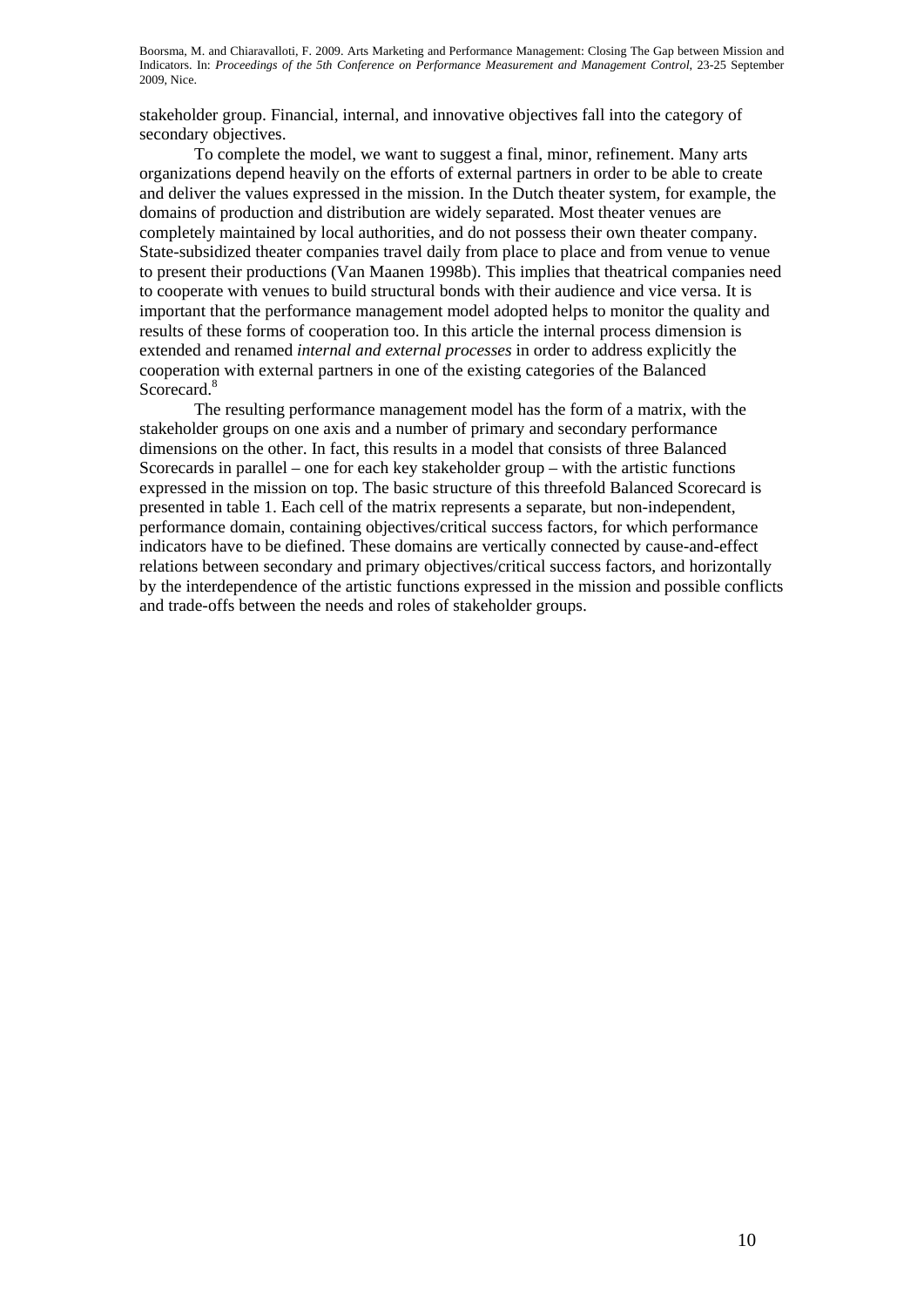stakeholder group. Financial, internal, and innovative objectives fall into the category of secondary objectives.

To complete the model, we want to suggest a final, minor, refinement. Many arts organizations depend heavily on the efforts of external partners in order to be able to create and deliver the values expressed in the mission. In the Dutch theater system, for example, the domains of production and distribution are widely separated. Most theater venues are completely maintained by local authorities, and do not possess their own theater company. State-subsidized theater companies travel daily from place to place and from venue to venue to present their productions (Van Maanen 1998b). This implies that theatrical companies need to cooperate with venues to build structural bonds with their audience and vice versa. It is important that the performance management model adopted helps to monitor the quality and results of these forms of cooperation too. In this article the internal process dimension is extended and renamed *internal and external processes* in order to address explicitly the cooperation with external partners in one of the existing categories of the Balanced Scorecard.[8]

The resulting performance management model has the form of a matrix, with the stakeholder groups on one axis and a number of primary and secondary performance dimensions on the other. In fact, this results in a model that consists of three Balanced Scorecards in parallel – one for each key stakeholder group – with the artistic functions expressed in the mission on top. The basic structure of this threefold Balanced Scorecard is presented in table 1. Each cell of the matrix represents a separate, but non-independent, performance domain, containing objectives/critical success factors, for which performance indicators have to be diefined. These domains are vertically connected by cause-and-effect relations between secondary and primary objectives/critical success factors, and horizontally by the interdependence of the artistic functions expressed in the mission and possible conflicts and trade-offs between the needs and roles of stakeholder groups.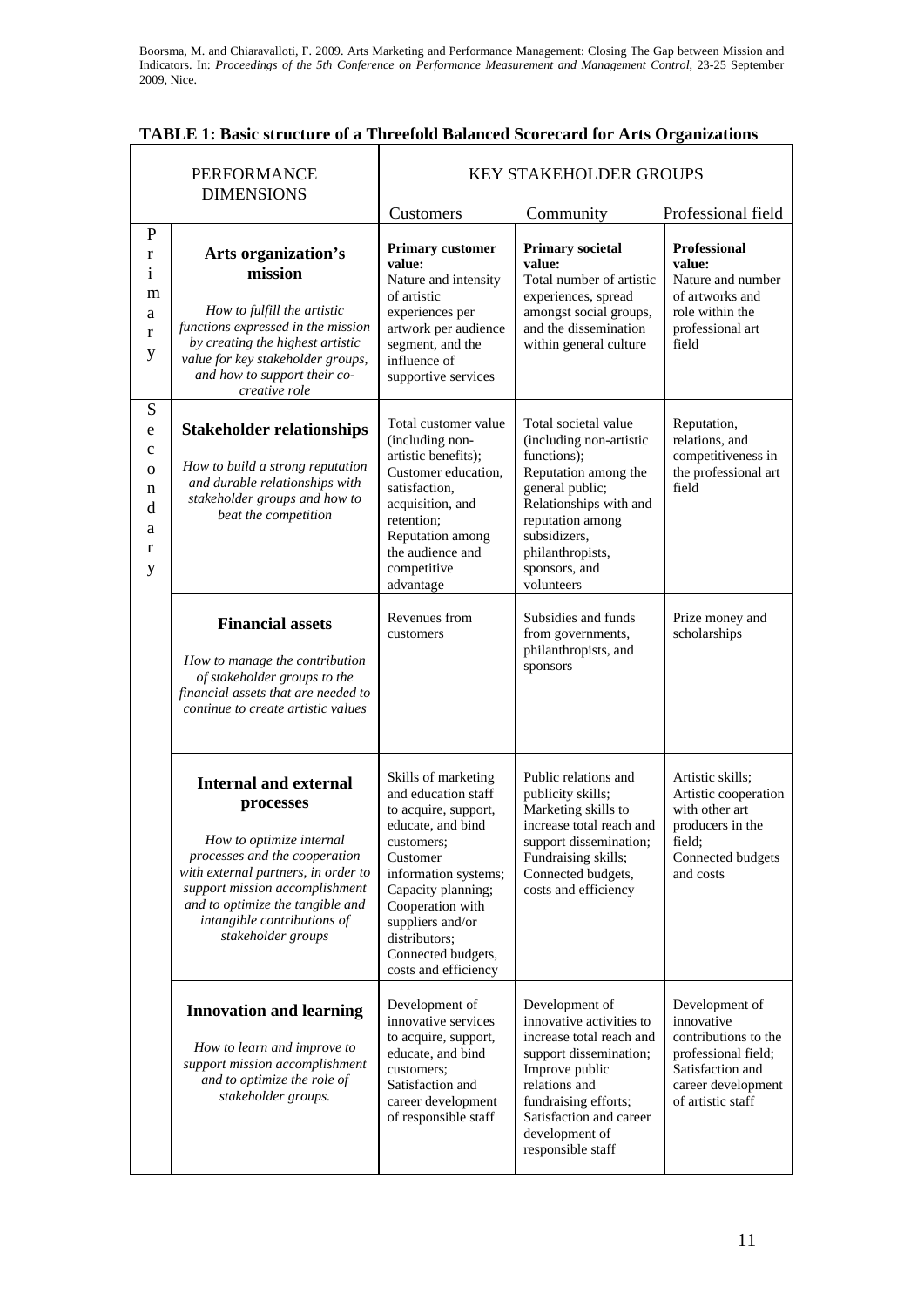**TABLE 1: Basic structure of a Threefold Balanced Scorecard for Arts Organizations**

| | PERFORMANCE DIMENSIONS | KEY STAKEHOLDER GROUPS | | |
|---|---|---|---|---|
| | | Customers | Community | Professional field |
| Primary | **Arts organization's mission** *How to fulfill the artistic functions expressed in the mission by creating the highest artistic value for key stakeholder groups, and how to support their co-creative role* | **Primary customer value:** Nature and intensity of artistic experiences per artwork per audience segment, and the influence of supportive services | **Primary societal value:** Total number of artistic experiences, spread amongst social groups, and the dissemination within general culture | **Professional value:** Nature and number of artworks and role within the professional art field |
| Secondary | **Stakeholder relationships** *How to build a strong reputation and durable relationships with stakeholder groups and how to beat the competition* | Total customer value (including non-artistic benefits); Customer education, satisfaction, acquisition, and retention; Reputation among the audience and competitive advantage | Total societal value (including non-artistic functions); Reputation among the general public; Relationships with and reputation among subsidizers, philanthropists, sponsors, and volunteers | Reputation, relations, and competitiveness in the professional art field |
| | **Financial assets** *How to manage the contribution of stakeholder groups to the financial assets that are needed to continue to create artistic values* | Revenues from customers | Subsidies and funds from governments, philanthropists, and sponsors | Prize money and scholarships |
| | **Internal and external processes** *How to optimize internal processes and the cooperation with external partners, in order to support mission accomplishment and to optimize the tangible and intangible contributions of stakeholder groups* | Skills of marketing and education staff to acquire, support, educate, and bind customers; Customer information systems; Capacity planning; Cooperation with suppliers and/or distributors; Connected budgets, costs and efficiency | Public relations and publicity skills; Marketing skills to increase total reach and support dissemination; Fundraising skills; Connected budgets, costs and efficiency | Artistic skills; Artistic cooperation with other art producers in the field; Connected budgets and costs |
| | **Innovation and learning** *How to learn and improve to support mission accomplishment and to optimize the role of stakeholder groups.* | Development of innovative services to acquire, support, educate, and bind customers; Satisfaction and career development of responsible staff | Development of innovative activities to increase total reach and support dissemination; Improve public relations and fundraising efforts; Satisfaction and career development of responsible staff | Development of innovative contributions to the professional field; Satisfaction and career development of artistic staff |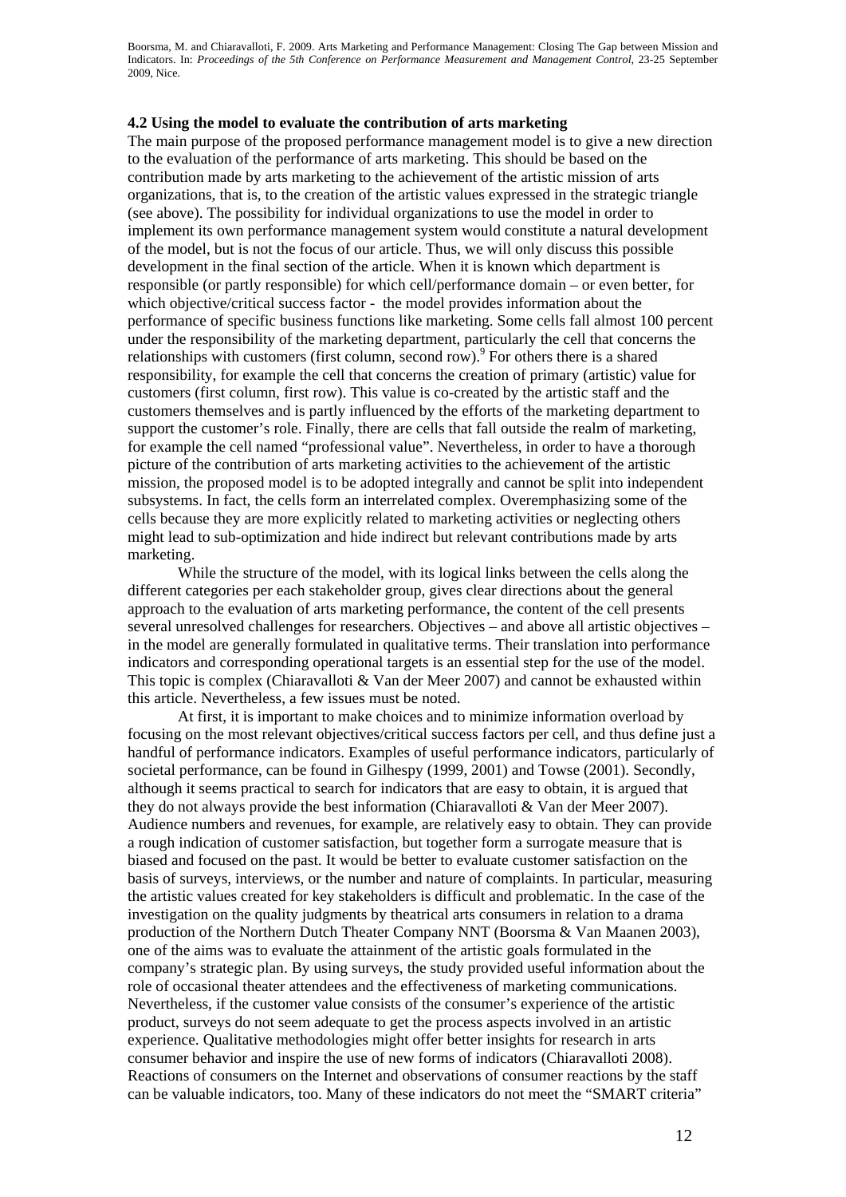### 4.2 Using the model to evaluate the contribution of arts marketing

The main purpose of the proposed performance management model is to give a new direction to the evaluation of the performance of arts marketing. This should be based on the contribution made by arts marketing to the achievement of the artistic mission of arts organizations, that is, to the creation of the artistic values expressed in the strategic triangle (see above). The possibility for individual organizations to use the model in order to implement its own performance management system would constitute a natural development of the model, but is not the focus of our article. Thus, we will only discuss this possible development in the final section of the article. When it is known which department is responsible (or partly responsible) for which cell/performance domain – or even better, for which objective/critical success factor - the model provides information about the performance of specific business functions like marketing. Some cells fall almost 100 percent under the responsibility of the marketing department, particularly the cell that concerns the relationships with customers (first column, second row).[9] For others there is a shared responsibility, for example the cell that concerns the creation of primary (artistic) value for customers (first column, first row). This value is co-created by the artistic staff and the customers themselves and is partly influenced by the efforts of the marketing department to support the customer's role. Finally, there are cells that fall outside the realm of marketing, for example the cell named "professional value". Nevertheless, in order to have a thorough picture of the contribution of arts marketing activities to the achievement of the artistic mission, the proposed model is to be adopted integrally and cannot be split into independent subsystems. In fact, the cells form an interrelated complex. Overemphasizing some of the cells because they are more explicitly related to marketing activities or neglecting others might lead to sub-optimization and hide indirect but relevant contributions made by arts marketing.

While the structure of the model, with its logical links between the cells along the different categories per each stakeholder group, gives clear directions about the general approach to the evaluation of arts marketing performance, the content of the cell presents several unresolved challenges for researchers. Objectives – and above all artistic objectives – in the model are generally formulated in qualitative terms. Their translation into performance indicators and corresponding operational targets is an essential step for the use of the model. This topic is complex (Chiaravalloti & Van der Meer 2007) and cannot be exhausted within this article. Nevertheless, a few issues must be noted.

At first, it is important to make choices and to minimize information overload by focusing on the most relevant objectives/critical success factors per cell, and thus define just a handful of performance indicators. Examples of useful performance indicators, particularly of societal performance, can be found in Gilhespy (1999, 2001) and Towse (2001). Secondly, although it seems practical to search for indicators that are easy to obtain, it is argued that they do not always provide the best information (Chiaravalloti & Van der Meer 2007). Audience numbers and revenues, for example, are relatively easy to obtain. They can provide a rough indication of customer satisfaction, but together form a surrogate measure that is biased and focused on the past. It would be better to evaluate customer satisfaction on the basis of surveys, interviews, or the number and nature of complaints. In particular, measuring the artistic values created for key stakeholders is difficult and problematic. In the case of the investigation on the quality judgments by theatrical arts consumers in relation to a drama production of the Northern Dutch Theater Company NNT (Boorsma & Van Maanen 2003), one of the aims was to evaluate the attainment of the artistic goals formulated in the company's strategic plan. By using surveys, the study provided useful information about the role of occasional theater attendees and the effectiveness of marketing communications. Nevertheless, if the customer value consists of the consumer's experience of the artistic product, surveys do not seem adequate to get the process aspects involved in an artistic experience. Qualitative methodologies might offer better insights for research in arts consumer behavior and inspire the use of new forms of indicators (Chiaravalloti 2008). Reactions of consumers on the Internet and observations of consumer reactions by the staff can be valuable indicators, too. Many of these indicators do not meet the "SMART criteria"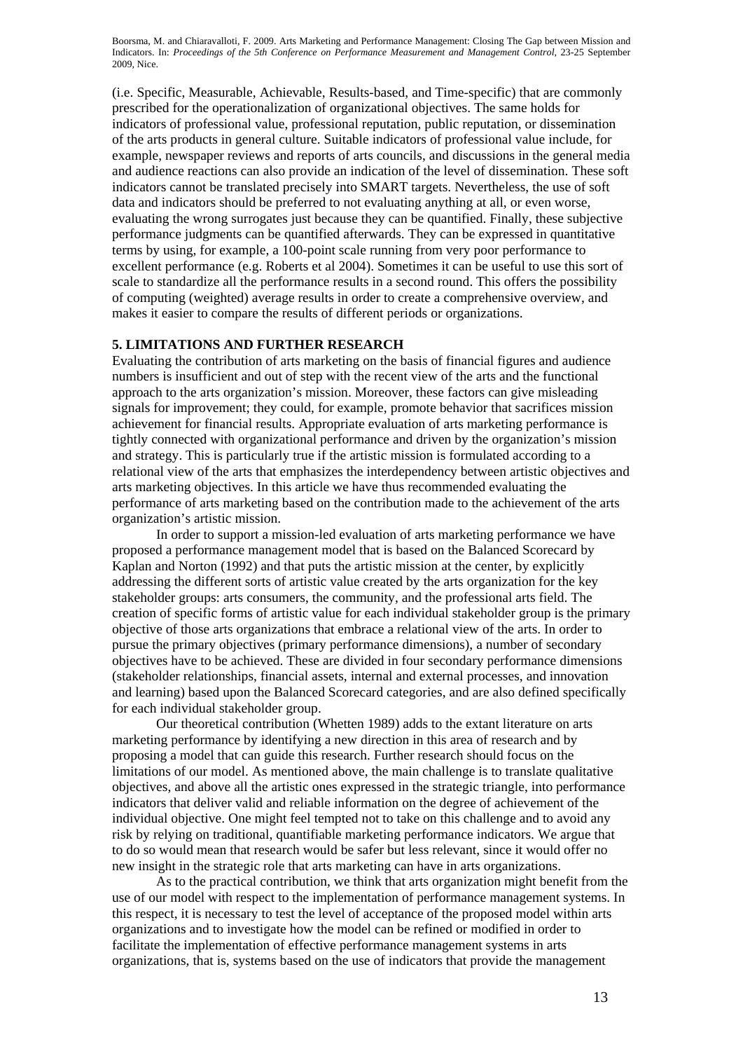(i.e. Specific, Measurable, Achievable, Results-based, and Time-specific) that are commonly prescribed for the operationalization of organizational objectives. The same holds for indicators of professional value, professional reputation, public reputation, or dissemination of the arts products in general culture. Suitable indicators of professional value include, for example, newspaper reviews and reports of arts councils, and discussions in the general media and audience reactions can also provide an indication of the level of dissemination. These soft indicators cannot be translated precisely into SMART targets. Nevertheless, the use of soft data and indicators should be preferred to not evaluating anything at all, or even worse, evaluating the wrong surrogates just because they can be quantified. Finally, these subjective performance judgments can be quantified afterwards. They can be expressed in quantitative terms by using, for example, a 100-point scale running from very poor performance to excellent performance (e.g. Roberts et al 2004). Sometimes it can be useful to use this sort of scale to standardize all the performance results in a second round. This offers the possibility of computing (weighted) average results in order to create a comprehensive overview, and makes it easier to compare the results of different periods or organizations.

## 5. LIMITATIONS AND FURTHER RESEARCH

Evaluating the contribution of arts marketing on the basis of financial figures and audience numbers is insufficient and out of step with the recent view of the arts and the functional approach to the arts organization's mission. Moreover, these factors can give misleading signals for improvement; they could, for example, promote behavior that sacrifices mission achievement for financial results. Appropriate evaluation of arts marketing performance is tightly connected with organizational performance and driven by the organization's mission and strategy. This is particularly true if the artistic mission is formulated according to a relational view of the arts that emphasizes the interdependency between artistic objectives and arts marketing objectives. In this article we have thus recommended evaluating the performance of arts marketing based on the contribution made to the achievement of the arts organization's artistic mission.

In order to support a mission-led evaluation of arts marketing performance we have proposed a performance management model that is based on the Balanced Scorecard by Kaplan and Norton (1992) and that puts the artistic mission at the center, by explicitly addressing the different sorts of artistic value created by the arts organization for the key stakeholder groups: arts consumers, the community, and the professional arts field. The creation of specific forms of artistic value for each individual stakeholder group is the primary objective of those arts organizations that embrace a relational view of the arts. In order to pursue the primary objectives (primary performance dimensions), a number of secondary objectives have to be achieved. These are divided in four secondary performance dimensions (stakeholder relationships, financial assets, internal and external processes, and innovation and learning) based upon the Balanced Scorecard categories, and are also defined specifically for each individual stakeholder group.

Our theoretical contribution (Whetten 1989) adds to the extant literature on arts marketing performance by identifying a new direction in this area of research and by proposing a model that can guide this research. Further research should focus on the limitations of our model. As mentioned above, the main challenge is to translate qualitative objectives, and above all the artistic ones expressed in the strategic triangle, into performance indicators that deliver valid and reliable information on the degree of achievement of the individual objective. One might feel tempted not to take on this challenge and to avoid any risk by relying on traditional, quantifiable marketing performance indicators. We argue that to do so would mean that research would be safer but less relevant, since it would offer no new insight in the strategic role that arts marketing can have in arts organizations.

As to the practical contribution, we think that arts organization might benefit from the use of our model with respect to the implementation of performance management systems. In this respect, it is necessary to test the level of acceptance of the proposed model within arts organizations and to investigate how the model can be refined or modified in order to facilitate the implementation of effective performance management systems in arts organizations, that is, systems based on the use of indicators that provide the management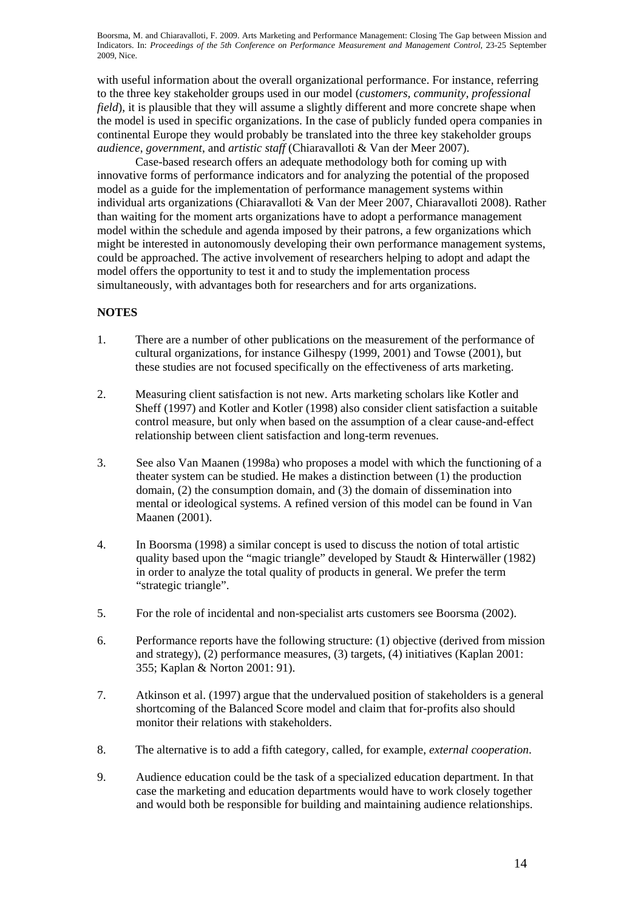with useful information about the overall organizational performance. For instance, referring to the three key stakeholder groups used in our model (*customers*, *community*, *professional field*), it is plausible that they will assume a slightly different and more concrete shape when the model is used in specific organizations. In the case of publicly funded opera companies in continental Europe they would probably be translated into the three key stakeholder groups *audience*, *government*, and *artistic staff* (Chiaravalloti & Van der Meer 2007).

Case-based research offers an adequate methodology both for coming up with innovative forms of performance indicators and for analyzing the potential of the proposed model as a guide for the implementation of performance management systems within individual arts organizations (Chiaravalloti & Van der Meer 2007, Chiaravalloti 2008). Rather than waiting for the moment arts organizations have to adopt a performance management model within the schedule and agenda imposed by their patrons, a few organizations which might be interested in autonomously developing their own performance management systems, could be approached. The active involvement of researchers helping to adopt and adapt the model offers the opportunity to test it and to study the implementation process simultaneously, with advantages both for researchers and for arts organizations.

## NOTES

1. There are a number of other publications on the measurement of the performance of cultural organizations, for instance Gilhespy (1999, 2001) and Towse (2001), but these studies are not focused specifically on the effectiveness of arts marketing.

2. Measuring client satisfaction is not new. Arts marketing scholars like Kotler and Sheff (1997) and Kotler and Kotler (1998) also consider client satisfaction a suitable control measure, but only when based on the assumption of a clear cause-and-effect relationship between client satisfaction and long-term revenues.

3. See also Van Maanen (1998a) who proposes a model with which the functioning of a theater system can be studied. He makes a distinction between (1) the production domain, (2) the consumption domain, and (3) the domain of dissemination into mental or ideological systems. A refined version of this model can be found in Van Maanen (2001).

4. In Boorsma (1998) a similar concept is used to discuss the notion of total artistic quality based upon the "magic triangle" developed by Staudt & Hinterwäller (1982) in order to analyze the total quality of products in general. We prefer the term "strategic triangle".

5. For the role of incidental and non-specialist arts customers see Boorsma (2002).

6. Performance reports have the following structure: (1) objective (derived from mission and strategy), (2) performance measures, (3) targets, (4) initiatives (Kaplan 2001: 355; Kaplan & Norton 2001: 91).

7. Atkinson et al. (1997) argue that the undervalued position of stakeholders is a general shortcoming of the Balanced Score model and claim that for-profits also should monitor their relations with stakeholders.

8. The alternative is to add a fifth category, called, for example, *external cooperation*.

9. Audience education could be the task of a specialized education department. In that case the marketing and education departments would have to work closely together and would both be responsible for building and maintaining audience relationships.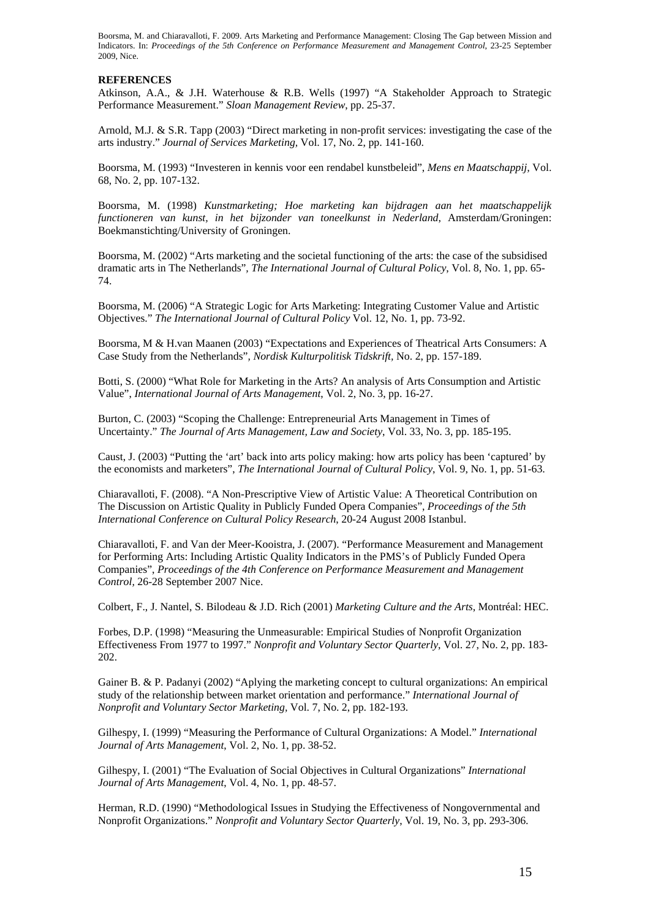## REFERENCES

Atkinson, A.A., & J.H. Waterhouse & R.B. Wells (1997) "A Stakeholder Approach to Strategic Performance Measurement." *Sloan Management Review*, pp. 25-37.

Arnold, M.J. & S.R. Tapp (2003) "Direct marketing in non-profit services: investigating the case of the arts industry." *Journal of Services Marketing*, Vol. 17, No. 2, pp. 141-160.

Boorsma, M. (1993) "Investeren in kennis voor een rendabel kunstbeleid", *Mens en Maatschappij*, Vol. 68, No. 2, pp. 107-132.

Boorsma, M. (1998) *Kunstmarketing; Hoe marketing kan bijdragen aan het maatschappelijk functioneren van kunst, in het bijzonder van toneelkunst in Nederland*, Amsterdam/Groningen: Boekmanstichting/University of Groningen.

Boorsma, M. (2002) "Arts marketing and the societal functioning of the arts: the case of the subsidised dramatic arts in The Netherlands", *The International Journal of Cultural Policy*, Vol. 8, No. 1, pp. 65-74.

Boorsma, M. (2006) "A Strategic Logic for Arts Marketing: Integrating Customer Value and Artistic Objectives." *The International Journal of Cultural Policy* Vol. 12, No. 1, pp. 73-92.

Boorsma, M & H.van Maanen (2003) "Expectations and Experiences of Theatrical Arts Consumers: A Case Study from the Netherlands", *Nordisk Kulturpolitisk Tidskrift*, No. 2, pp. 157-189.

Botti, S. (2000) "What Role for Marketing in the Arts? An analysis of Arts Consumption and Artistic Value", *International Journal of Arts Management*, Vol. 2, No. 3, pp. 16-27.

Burton, C. (2003) "Scoping the Challenge: Entrepreneurial Arts Management in Times of Uncertainty." *The Journal of Arts Management, Law and Society*, Vol. 33, No. 3, pp. 185-195.

Caust, J. (2003) "Putting the 'art' back into arts policy making: how arts policy has been 'captured' by the economists and marketers", *The International Journal of Cultural Policy*, Vol. 9, No. 1, pp. 51-63.

Chiaravalloti, F. (2008). "A Non-Prescriptive View of Artistic Value: A Theoretical Contribution on The Discussion on Artistic Quality in Publicly Funded Opera Companies", *Proceedings of the 5th International Conference on Cultural Policy Research*, 20-24 August 2008 Istanbul.

Chiaravalloti, F. and Van der Meer-Kooistra, J. (2007). "Performance Measurement and Management for Performing Arts: Including Artistic Quality Indicators in the PMS's of Publicly Funded Opera Companies", *Proceedings of the 4th Conference on Performance Measurement and Management Control*, 26-28 September 2007 Nice.

Colbert, F., J. Nantel, S. Bilodeau & J.D. Rich (2001) *Marketing Culture and the Arts*, Montréal: HEC.

Forbes, D.P. (1998) "Measuring the Unmeasurable: Empirical Studies of Nonprofit Organization Effectiveness From 1977 to 1997." *Nonprofit and Voluntary Sector Quarterly*, Vol. 27, No. 2, pp. 183-202.

Gainer B. & P. Padanyi (2002) "Aplying the marketing concept to cultural organizations: An empirical study of the relationship between market orientation and performance." *International Journal of Nonprofit and Voluntary Sector Marketing*, Vol. 7, No. 2, pp. 182-193.

Gilhespy, I. (1999) "Measuring the Performance of Cultural Organizations: A Model." *International Journal of Arts Management*, Vol. 2, No. 1, pp. 38-52.

Gilhespy, I. (2001) "The Evaluation of Social Objectives in Cultural Organizations" *International Journal of Arts Management*, Vol. 4, No. 1, pp. 48-57.

Herman, R.D. (1990) "Methodological Issues in Studying the Effectiveness of Nongovernmental and Nonprofit Organizations." *Nonprofit and Voluntary Sector Quarterly*, Vol. 19, No. 3, pp. 293-306.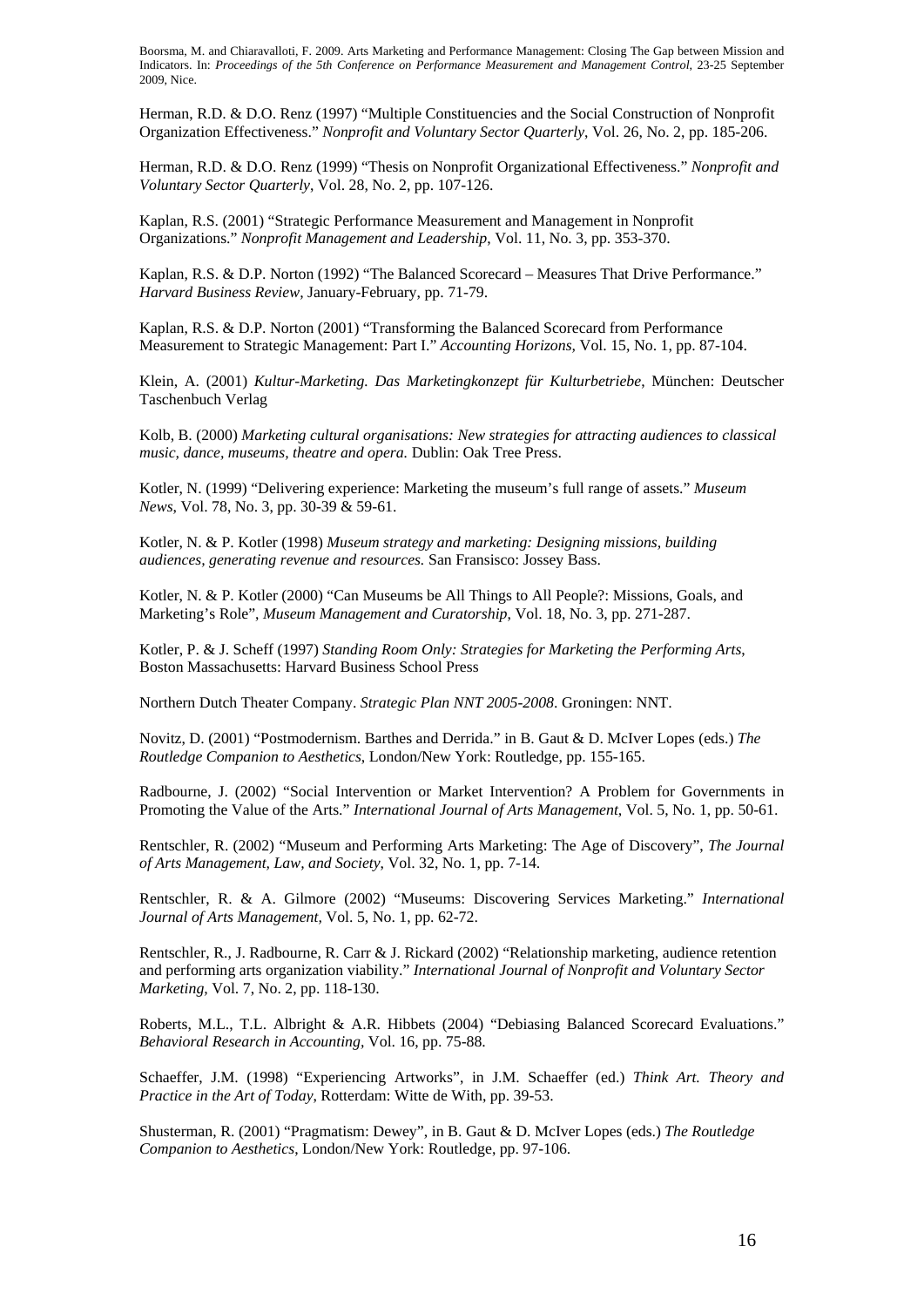Herman, R.D. & D.O. Renz (1997) "Multiple Constituencies and the Social Construction of Nonprofit Organization Effectiveness." *Nonprofit and Voluntary Sector Quarterly*, Vol. 26, No. 2, pp. 185-206.

Herman, R.D. & D.O. Renz (1999) "Thesis on Nonprofit Organizational Effectiveness." *Nonprofit and Voluntary Sector Quarterly*, Vol. 28, No. 2, pp. 107-126.

Kaplan, R.S. (2001) "Strategic Performance Measurement and Management in Nonprofit Organizations." *Nonprofit Management and Leadership*, Vol. 11, No. 3, pp. 353-370.

Kaplan, R.S. & D.P. Norton (1992) "The Balanced Scorecard – Measures That Drive Performance." *Harvard Business Review*, January-February, pp. 71-79.

Kaplan, R.S. & D.P. Norton (2001) "Transforming the Balanced Scorecard from Performance Measurement to Strategic Management: Part I." *Accounting Horizons*, Vol. 15, No. 1, pp. 87-104.

Klein, A. (2001) *Kultur-Marketing. Das Marketingkonzept für Kulturbetriebe*, München: Deutscher Taschenbuch Verlag

Kolb, B. (2000) *Marketing cultural organisations: New strategies for attracting audiences to classical music, dance, museums, theatre and opera.* Dublin: Oak Tree Press.

Kotler, N. (1999) "Delivering experience: Marketing the museum's full range of assets." *Museum News*, Vol. 78, No. 3, pp. 30-39 & 59-61.

Kotler, N. & P. Kotler (1998) *Museum strategy and marketing: Designing missions, building audiences, generating revenue and resources.* San Fransisco: Jossey Bass.

Kotler, N. & P. Kotler (2000) "Can Museums be All Things to All People?: Missions, Goals, and Marketing's Role", *Museum Management and Curatorship*, Vol. 18, No. 3, pp. 271-287.

Kotler, P. & J. Scheff (1997) *Standing Room Only: Strategies for Marketing the Performing Arts*, Boston Massachusetts: Harvard Business School Press

Northern Dutch Theater Company. *Strategic Plan NNT 2005-2008*. Groningen: NNT.

Novitz, D. (2001) "Postmodernism. Barthes and Derrida." in B. Gaut & D. McIver Lopes (eds.) *The Routledge Companion to Aesthetics*, London/New York: Routledge, pp. 155-165.

Radbourne, J. (2002) "Social Intervention or Market Intervention? A Problem for Governments in Promoting the Value of the Arts." *International Journal of Arts Management*, Vol. 5, No. 1, pp. 50-61.

Rentschler, R. (2002) "Museum and Performing Arts Marketing: The Age of Discovery", *The Journal of Arts Management, Law, and Society*, Vol. 32, No. 1, pp. 7-14.

Rentschler, R. & A. Gilmore (2002) "Museums: Discovering Services Marketing." *International Journal of Arts Management,* Vol. 5, No. 1, pp. 62-72.

Rentschler, R., J. Radbourne, R. Carr & J. Rickard (2002) "Relationship marketing, audience retention and performing arts organization viability." *International Journal of Nonprofit and Voluntary Sector Marketing*, Vol. 7, No. 2, pp. 118-130.

Roberts, M.L., T.L. Albright & A.R. Hibbets (2004) "Debiasing Balanced Scorecard Evaluations." *Behavioral Research in Accounting*, Vol. 16, pp. 75-88.

Schaeffer, J.M. (1998) "Experiencing Artworks", in J.M. Schaeffer (ed.) *Think Art. Theory and Practice in the Art of Today*, Rotterdam: Witte de With, pp. 39-53.

Shusterman, R. (2001) "Pragmatism: Dewey", in B. Gaut & D. McIver Lopes (eds.) *The Routledge Companion to Aesthetics*, London/New York: Routledge, pp. 97-106.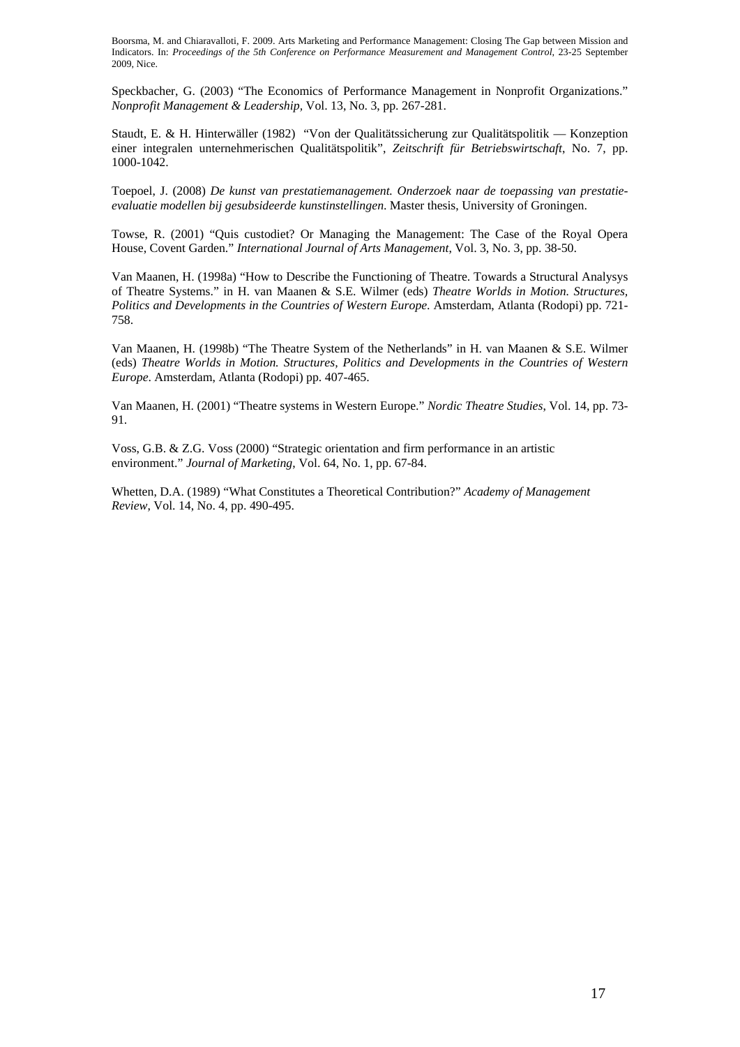Speckbacher, G. (2003) "The Economics of Performance Management in Nonprofit Organizations." *Nonprofit Management & Leadership*, Vol. 13, No. 3, pp. 267-281.

Staudt, E. & H. Hinterwäller (1982) "Von der Qualitätssicherung zur Qualitätspolitik — Konzeption einer integralen unternehmerischen Qualitätspolitik", *Zeitschrift für Betriebswirtschaft*, No. 7, pp. 1000-1042.

Toepoel, J. (2008) *De kunst van prestatiemanagement. Onderzoek naar de toepassing van prestatie-evaluatie modellen bij gesubsideerde kunstinstellingen*. Master thesis, University of Groningen.

Towse, R. (2001) "Quis custodiet? Or Managing the Management: The Case of the Royal Opera House, Covent Garden." *International Journal of Arts Management*, Vol. 3, No. 3, pp. 38-50.

Van Maanen, H. (1998a) "How to Describe the Functioning of Theatre. Towards a Structural Analysys of Theatre Systems." in H. van Maanen & S.E. Wilmer (eds) *Theatre Worlds in Motion. Structures, Politics and Developments in the Countries of Western Europe*. Amsterdam, Atlanta (Rodopi) pp. 721-758.

Van Maanen, H. (1998b) "The Theatre System of the Netherlands" in H. van Maanen & S.E. Wilmer (eds) *Theatre Worlds in Motion. Structures, Politics and Developments in the Countries of Western Europe*. Amsterdam, Atlanta (Rodopi) pp. 407-465.

Van Maanen, H. (2001) "Theatre systems in Western Europe." *Nordic Theatre Studies*, Vol. 14, pp. 73-91.

Voss, G.B. & Z.G. Voss (2000) "Strategic orientation and firm performance in an artistic environment." *Journal of Marketing*, Vol. 64, No. 1, pp. 67-84.

Whetten, D.A. (1989) "What Constitutes a Theoretical Contribution?" *Academy of Management Review*, Vol. 14, No. 4, pp. 490-495.